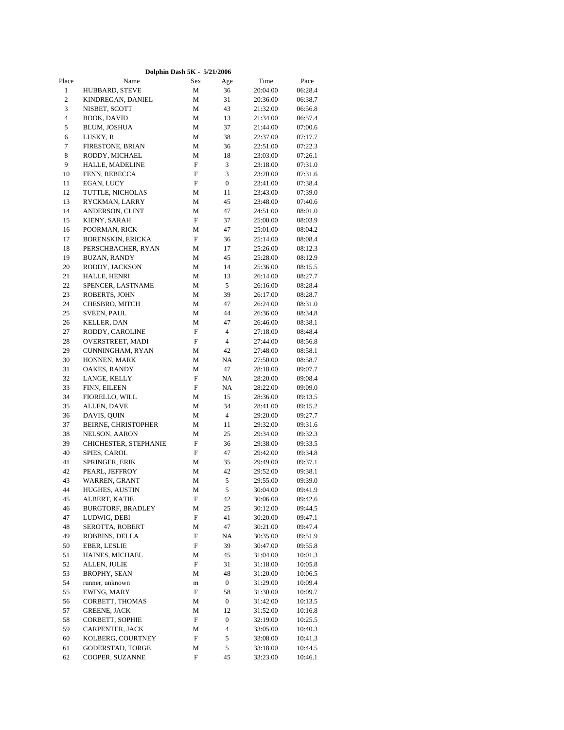**Dolphin Dash 5K - 5/21/2006**

| Place | Name | Sex | Age | Time | Pace |
|---|---|---|---|---|---|
| 1 | HUBBARD, STEVE | M | 36 | 20:04.00 | 06:28.4 |
| 2 | KINDREGAN, DANIEL | M | 31 | 20:36.00 | 06:38.7 |
| 3 | NISBET, SCOTT | M | 43 | 21:32.00 | 06:56.8 |
| 4 | BOOK, DAVID | M | 13 | 21:34.00 | 06:57.4 |
| 5 | BLUM, JOSHUA | M | 37 | 21:44.00 | 07:00.6 |
| 6 | LUSKY, R | M | 38 | 22:37.00 | 07:17.7 |
| 7 | FIRESTONE, BRIAN | M | 36 | 22:51.00 | 07:22.3 |
| 8 | RODDY, MICHAEL | M | 18 | 23:03.00 | 07:26.1 |
| 9 | HALLE, MADELINE | F | 3 | 23:18.00 | 07:31.0 |
| 10 | FENN, REBECCA | F | 3 | 23:20.00 | 07:31.6 |
| 11 | EGAN, LUCY | F | 0 | 23:41.00 | 07:38.4 |
| 12 | TUTTLE, NICHOLAS | M | 11 | 23:43.00 | 07:39.0 |
| 13 | RYCKMAN, LARRY | M | 45 | 23:48.00 | 07:40.6 |
| 14 | ANDERSON, CLINT | M | 47 | 24:51.00 | 08:01.0 |
| 15 | KIENY, SARAH | F | 37 | 25:00.00 | 08:03.9 |
| 16 | POORMAN, RICK | M | 47 | 25:01.00 | 08:04.2 |
| 17 | BORENSKIN, ERICKA | F | 36 | 25:14.00 | 08:08.4 |
| 18 | PERSCHBACHER, RYAN | M | 17 | 25:26.00 | 08:12.3 |
| 19 | BUZAN, RANDY | M | 45 | 25:28.00 | 08:12.9 |
| 20 | RODDY, JACKSON | M | 14 | 25:36.00 | 08:15.5 |
| 21 | HALLE, HENRI | M | 13 | 26:14.00 | 08:27.7 |
| 22 | SPENCER, LASTNAME | M | 5 | 26:16.00 | 08:28.4 |
| 23 | ROBERTS, JOHN | M | 39 | 26:17.00 | 08:28.7 |
| 24 | CHESBRO, MITCH | M | 47 | 26:24.00 | 08:31.0 |
| 25 | SVEEN, PAUL | M | 44 | 26:36.00 | 08:34.8 |
| 26 | KELLER, DAN | M | 47 | 26:46.00 | 08:38.1 |
| 27 | RODDY, CAROLINE | F | 4 | 27:18.00 | 08:48.4 |
| 28 | OVERSTREET, MADI | F | 4 | 27:44.00 | 08:56.8 |
| 29 | CUNNINGHAM, RYAN | M | 42 | 27:48.00 | 08:58.1 |
| 30 | HONNEN, MARK | M | NA | 27:50.00 | 08:58.7 |
| 31 | OAKES, RANDY | M | 47 | 28:18.00 | 09:07.7 |
| 32 | LANGE, KELLY | F | NA | 28:20.00 | 09:08.4 |
| 33 | FINN, EILEEN | F | NA | 28:22.00 | 09:09.0 |
| 34 | FIORELLO, WILL | M | 15 | 28:36.00 | 09:13.5 |
| 35 | ALLEN, DAVE | M | 34 | 28:41.00 | 09:15.2 |
| 36 | DAVIS, QUIN | M | 4 | 29:20.00 | 09:27.7 |
| 37 | BEIRNE, CHRISTOPHER | M | 11 | 29:32.00 | 09:31.6 |
| 38 | NELSON, AARON | M | 25 | 29:34.00 | 09:32.3 |
| 39 | CHICHESTER, STEPHANIE | F | 36 | 29:38.00 | 09:33.5 |
| 40 | SPIES, CAROL | F | 47 | 29:42.00 | 09:34.8 |
| 41 | SPRINGER, ERIK | M | 35 | 29:49.00 | 09:37.1 |
| 42 | PEARL, JEFFROY | M | 42 | 29:52.00 | 09:38.1 |
| 43 | WARREN, GRANT | M | 5 | 29:55.00 | 09:39.0 |
| 44 | HUGHES, AUSTIN | M | 5 | 30:04.00 | 09:41.9 |
| 45 | ALBERT, KATIE | F | 42 | 30:06.00 | 09:42.6 |
| 46 | BURGTORF, BRADLEY | M | 25 | 30:12.00 | 09:44.5 |
| 47 | LUDWIG, DEBI | F | 41 | 30:20.00 | 09:47.1 |
| 48 | SEROTTA, ROBERT | M | 47 | 30:21.00 | 09:47.4 |
| 49 | ROBBINS, DELLA | F | NA | 30:35.00 | 09:51.9 |
| 50 | EBER, LESLIE | F | 39 | 30:47.00 | 09:55.8 |
| 51 | HAINES, MICHAEL | M | 45 | 31:04.00 | 10:01.3 |
| 52 | ALLEN, JULIE | F | 31 | 31:18.00 | 10:05.8 |
| 53 | BROPHY, SEAN | M | 48 | 31:20.00 | 10:06.5 |
| 54 | runner, unknown | m | 0 | 31:29.00 | 10:09.4 |
| 55 | EWING, MARY | F | 58 | 31:30.00 | 10:09.7 |
| 56 | CORBETT, THOMAS | M | 0 | 31:42.00 | 10:13.5 |
| 57 | GREENE, JACK | M | 12 | 31:52.00 | 10:16.8 |
| 58 | CORBETT, SOPHIE | F | 0 | 32:19.00 | 10:25.5 |
| 59 | CARPENTER, JACK | M | 4 | 33:05.00 | 10:40.3 |
| 60 | KOLBERG, COURTNEY | F | 5 | 33:08.00 | 10:41.3 |
| 61 | GODERSTAD, TORGE | M | 5 | 33:18.00 | 10:44.5 |
| 62 | COOPER, SUZANNE | F | 45 | 33:23.00 | 10:46.1 |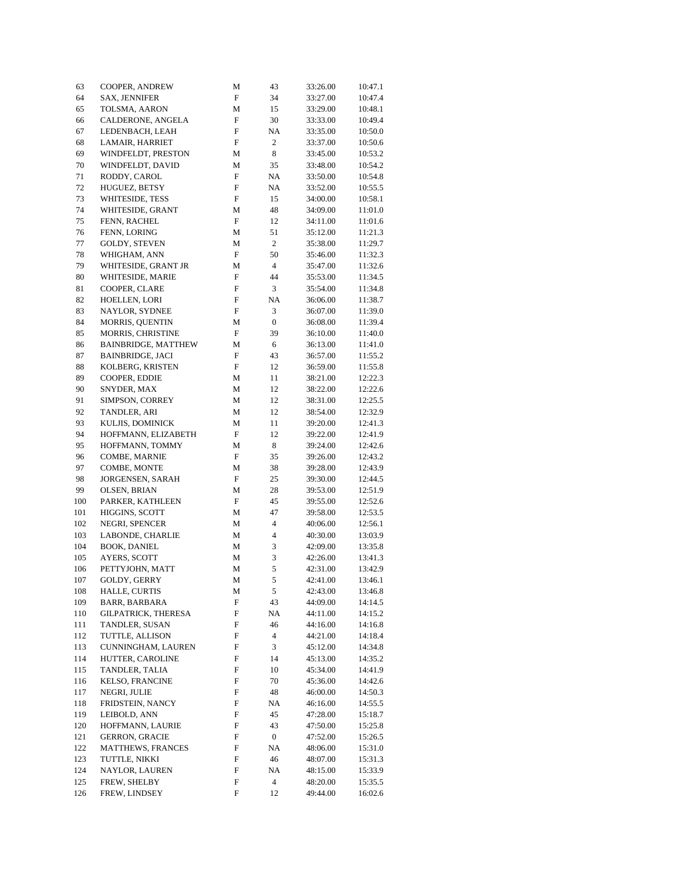| | | | | | |
|---|---|---|---|---|---|
| 63 | COOPER, ANDREW | M | 43 | 33:26.00 | 10:47.1 |
| 64 | SAX, JENNIFER | F | 34 | 33:27.00 | 10:47.4 |
| 65 | TOLSMA, AARON | M | 15 | 33:29.00 | 10:48.1 |
| 66 | CALDERONE, ANGELA | F | 30 | 33:33.00 | 10:49.4 |
| 67 | LEDENBACH, LEAH | F | NA | 33:35.00 | 10:50.0 |
| 68 | LAMAIR, HARRIET | F | 2 | 33:37.00 | 10:50.6 |
| 69 | WINDFELDT, PRESTON | M | 8 | 33:45.00 | 10:53.2 |
| 70 | WINDFELDT, DAVID | M | 35 | 33:48.00 | 10:54.2 |
| 71 | RODDY, CAROL | F | NA | 33:50.00 | 10:54.8 |
| 72 | HUGUEZ, BETSY | F | NA | 33:52.00 | 10:55.5 |
| 73 | WHITESIDE, TESS | F | 15 | 34:00.00 | 10:58.1 |
| 74 | WHITESIDE, GRANT | M | 48 | 34:09.00 | 11:01.0 |
| 75 | FENN, RACHEL | F | 12 | 34:11.00 | 11:01.6 |
| 76 | FENN, LORING | M | 51 | 35:12.00 | 11:21.3 |
| 77 | GOLDY, STEVEN | M | 2 | 35:38.00 | 11:29.7 |
| 78 | WHIGHAM, ANN | F | 50 | 35:46.00 | 11:32.3 |
| 79 | WHITESIDE, GRANT JR | M | 4 | 35:47.00 | 11:32.6 |
| 80 | WHITESIDE, MARIE | F | 44 | 35:53.00 | 11:34.5 |
| 81 | COOPER, CLARE | F | 3 | 35:54.00 | 11:34.8 |
| 82 | HOELLEN, LORI | F | NA | 36:06.00 | 11:38.7 |
| 83 | NAYLOR, SYDNEE | F | 3 | 36:07.00 | 11:39.0 |
| 84 | MORRIS, QUENTIN | M | 0 | 36:08.00 | 11:39.4 |
| 85 | MORRIS, CHRISTINE | F | 39 | 36:10.00 | 11:40.0 |
| 86 | BAINBRIDGE, MATTHEW | M | 6 | 36:13.00 | 11:41.0 |
| 87 | BAINBRIDGE, JACI | F | 43 | 36:57.00 | 11:55.2 |
| 88 | KOLBERG, KRISTEN | F | 12 | 36:59.00 | 11:55.8 |
| 89 | COOPER, EDDIE | M | 11 | 38:21.00 | 12:22.3 |
| 90 | SNYDER, MAX | M | 12 | 38:22.00 | 12:22.6 |
| 91 | SIMPSON, CORREY | M | 12 | 38:31.00 | 12:25.5 |
| 92 | TANDLER, ARI | M | 12 | 38:54.00 | 12:32.9 |
| 93 | KULJIS, DOMINICK | M | 11 | 39:20.00 | 12:41.3 |
| 94 | HOFFMANN, ELIZABETH | F | 12 | 39:22.00 | 12:41.9 |
| 95 | HOFFMANN, TOMMY | M | 8 | 39:24.00 | 12:42.6 |
| 96 | COMBE, MARNIE | F | 35 | 39:26.00 | 12:43.2 |
| 97 | COMBE, MONTE | M | 38 | 39:28.00 | 12:43.9 |
| 98 | JORGENSEN, SARAH | F | 25 | 39:30.00 | 12:44.5 |
| 99 | OLSEN, BRIAN | M | 28 | 39:53.00 | 12:51.9 |
| 100 | PARKER, KATHLEEN | F | 45 | 39:55.00 | 12:52.6 |
| 101 | HIGGINS, SCOTT | M | 47 | 39:58.00 | 12:53.5 |
| 102 | NEGRI, SPENCER | M | 4 | 40:06.00 | 12:56.1 |
| 103 | LABONDE, CHARLIE | M | 4 | 40:30.00 | 13:03.9 |
| 104 | BOOK, DANIEL | M | 3 | 42:09.00 | 13:35.8 |
| 105 | AYERS, SCOTT | M | 3 | 42:26.00 | 13:41.3 |
| 106 | PETTYJOHN, MATT | M | 5 | 42:31.00 | 13:42.9 |
| 107 | GOLDY, GERRY | M | 5 | 42:41.00 | 13:46.1 |
| 108 | HALLE, CURTIS | M | 5 | 42:43.00 | 13:46.8 |
| 109 | BARR, BARBARA | F | 43 | 44:09.00 | 14:14.5 |
| 110 | GILPATRICK, THERESA | F | NA | 44:11.00 | 14:15.2 |
| 111 | TANDLER, SUSAN | F | 46 | 44:16.00 | 14:16.8 |
| 112 | TUTTLE, ALLISON | F | 4 | 44:21.00 | 14:18.4 |
| 113 | CUNNINGHAM, LAUREN | F | 3 | 45:12.00 | 14:34.8 |
| 114 | HUTTER, CAROLINE | F | 14 | 45:13.00 | 14:35.2 |
| 115 | TANDLER, TALIA | F | 10 | 45:34.00 | 14:41.9 |
| 116 | KELSO, FRANCINE | F | 70 | 45:36.00 | 14:42.6 |
| 117 | NEGRI, JULIE | F | 48 | 46:00.00 | 14:50.3 |
| 118 | FRIDSTEIN, NANCY | F | NA | 46:16.00 | 14:55.5 |
| 119 | LEIBOLD, ANN | F | 45 | 47:28.00 | 15:18.7 |
| 120 | HOFFMANN, LAURIE | F | 43 | 47:50.00 | 15:25.8 |
| 121 | GERRON, GRACIE | F | 0 | 47:52.00 | 15:26.5 |
| 122 | MATTHEWS, FRANCES | F | NA | 48:06.00 | 15:31.0 |
| 123 | TUTTLE, NIKKI | F | 46 | 48:07.00 | 15:31.3 |
| 124 | NAYLOR, LAUREN | F | NA | 48:15.00 | 15:33.9 |
| 125 | FREW, SHELBY | F | 4 | 48:20.00 | 15:35.5 |
| 126 | FREW, LINDSEY | F | 12 | 49:44.00 | 16:02.6 |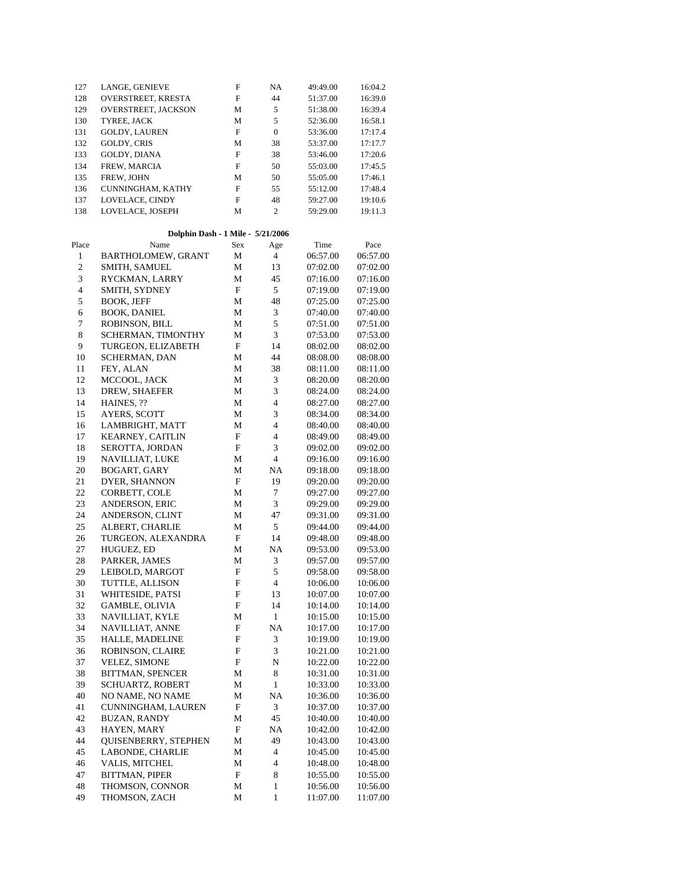| | | | | | |
|---|---|---|---|---|---|
| 127 | LANGE, GENIEVE | F | NA | 49:49.00 | 16:04.2 |
| 128 | OVERSTREET, KRESTA | F | 44 | 51:37.00 | 16:39.0 |
| 129 | OVERSTREET, JACKSON | M | 5 | 51:38.00 | 16:39.4 |
| 130 | TYREE, JACK | M | 5 | 52:36.00 | 16:58.1 |
| 131 | GOLDY, LAUREN | F | 0 | 53:36.00 | 17:17.4 |
| 132 | GOLDY, CRIS | M | 38 | 53:37.00 | 17:17.7 |
| 133 | GOLDY, DIANA | F | 38 | 53:46.00 | 17:20.6 |
| 134 | FREW, MARCIA | F | 50 | 55:03.00 | 17:45.5 |
| 135 | FREW, JOHN | M | 50 | 55:05.00 | 17:46.1 |
| 136 | CUNNINGHAM, KATHY | F | 55 | 55:12.00 | 17:48.4 |
| 137 | LOVELACE, CINDY | F | 48 | 59:27.00 | 19:10.6 |
| 138 | LOVELACE, JOSEPH | M | 2 | 59:29.00 | 19:11.3 |

**Dolphin Dash - 1 Mile - 5/21/2006**

| Place | Name | Sex | Age | Time | Pace |
|---|---|---|---|---|---|
| 1 | BARTHOLOMEW, GRANT | M | 4 | 06:57.00 | 06:57.00 |
| 2 | SMITH, SAMUEL | M | 13 | 07:02.00 | 07:02.00 |
| 3 | RYCKMAN, LARRY | M | 45 | 07:16.00 | 07:16.00 |
| 4 | SMITH, SYDNEY | F | 5 | 07:19.00 | 07:19.00 |
| 5 | BOOK, JEFF | M | 48 | 07:25.00 | 07:25.00 |
| 6 | BOOK, DANIEL | M | 3 | 07:40.00 | 07:40.00 |
| 7 | ROBINSON, BILL | M | 5 | 07:51.00 | 07:51.00 |
| 8 | SCHERMAN, TIMONTHY | M | 3 | 07:53.00 | 07:53.00 |
| 9 | TURGEON, ELIZABETH | F | 14 | 08:02.00 | 08:02.00 |
| 10 | SCHERMAN, DAN | M | 44 | 08:08.00 | 08:08.00 |
| 11 | FEY, ALAN | M | 38 | 08:11.00 | 08:11.00 |
| 12 | MCCOOL, JACK | M | 3 | 08:20.00 | 08:20.00 |
| 13 | DREW, SHAEFER | M | 3 | 08:24.00 | 08:24.00 |
| 14 | HAINES, ?? | M | 4 | 08:27.00 | 08:27.00 |
| 15 | AYERS, SCOTT | M | 3 | 08:34.00 | 08:34.00 |
| 16 | LAMBRIGHT, MATT | M | 4 | 08:40.00 | 08:40.00 |
| 17 | KEARNEY, CAITLIN | F | 4 | 08:49.00 | 08:49.00 |
| 18 | SEROTTA, JORDAN | F | 3 | 09:02.00 | 09:02.00 |
| 19 | NAVILLIAT, LUKE | M | 4 | 09:16.00 | 09:16.00 |
| 20 | BOGART, GARY | M | NA | 09:18.00 | 09:18.00 |
| 21 | DYER, SHANNON | F | 19 | 09:20.00 | 09:20.00 |
| 22 | CORBETT, COLE | M | 7 | 09:27.00 | 09:27.00 |
| 23 | ANDERSON, ERIC | M | 3 | 09:29.00 | 09:29.00 |
| 24 | ANDERSON, CLINT | M | 47 | 09:31.00 | 09:31.00 |
| 25 | ALBERT, CHARLIE | M | 5 | 09:44.00 | 09:44.00 |
| 26 | TURGEON, ALEXANDRA | F | 14 | 09:48.00 | 09:48.00 |
| 27 | HUGUEZ, ED | M | NA | 09:53.00 | 09:53.00 |
| 28 | PARKER, JAMES | M | 3 | 09:57.00 | 09:57.00 |
| 29 | LEIBOLD, MARGOT | F | 5 | 09:58.00 | 09:58.00 |
| 30 | TUTTLE, ALLISON | F | 4 | 10:06.00 | 10:06.00 |
| 31 | WHITESIDE, PATSI | F | 13 | 10:07.00 | 10:07.00 |
| 32 | GAMBLE, OLIVIA | F | 14 | 10:14.00 | 10:14.00 |
| 33 | NAVILLIAT, KYLE | M | 1 | 10:15.00 | 10:15.00 |
| 34 | NAVILLIAT, ANNE | F | NA | 10:17.00 | 10:17.00 |
| 35 | HALLE, MADELINE | F | 3 | 10:19.00 | 10:19.00 |
| 36 | ROBINSON, CLAIRE | F | 3 | 10:21.00 | 10:21.00 |
| 37 | VELEZ, SIMONE | F | N | 10:22.00 | 10:22.00 |
| 38 | BITTMAN, SPENCER | M | 8 | 10:31.00 | 10:31.00 |
| 39 | SCHUARTZ, ROBERT | M | 1 | 10:33.00 | 10:33.00 |
| 40 | NO NAME, NO NAME | M | NA | 10:36.00 | 10:36.00 |
| 41 | CUNNINGHAM, LAUREN | F | 3 | 10:37.00 | 10:37.00 |
| 42 | BUZAN, RANDY | M | 45 | 10:40.00 | 10:40.00 |
| 43 | HAYEN, MARY | F | NA | 10:42.00 | 10:42.00 |
| 44 | QUISENBERRY, STEPHEN | M | 49 | 10:43.00 | 10:43.00 |
| 45 | LABONDE, CHARLIE | M | 4 | 10:45.00 | 10:45.00 |
| 46 | VALIS, MITCHEL | M | 4 | 10:48.00 | 10:48.00 |
| 47 | BITTMAN, PIPER | F | 8 | 10:55.00 | 10:55.00 |
| 48 | THOMSON, CONNOR | M | 1 | 10:56.00 | 10:56.00 |
| 49 | THOMSON, ZACH | M | 1 | 11:07.00 | 11:07.00 |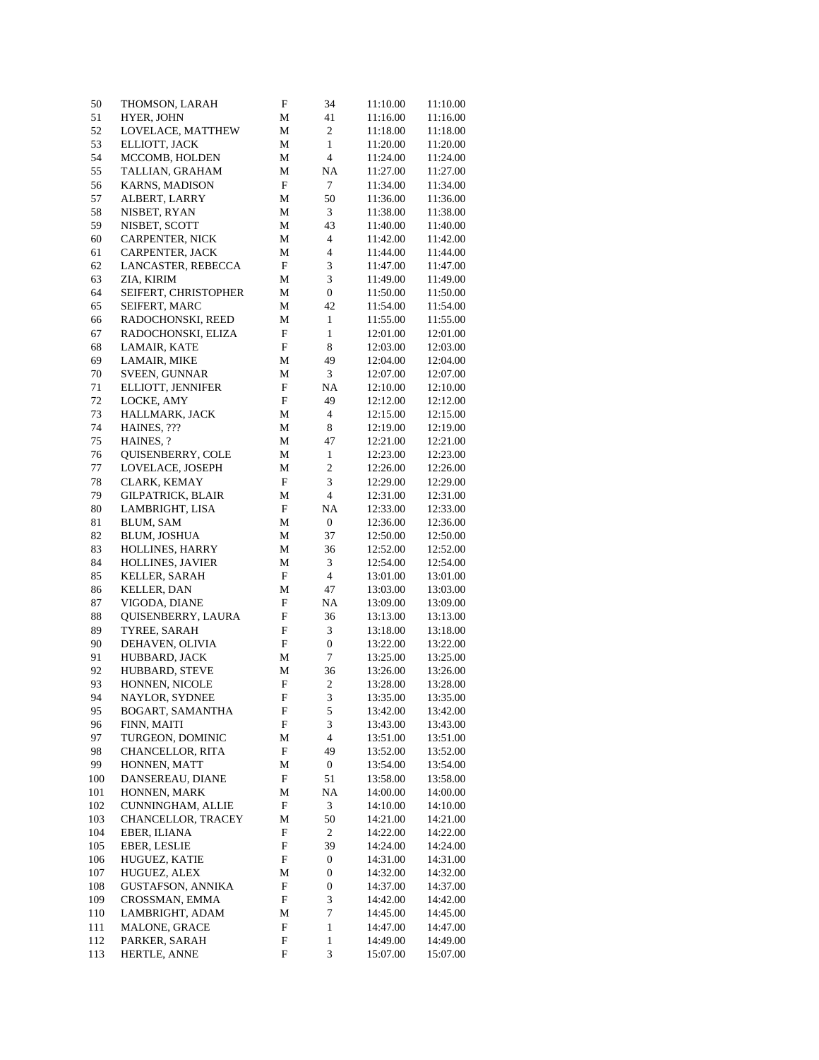| | | | | | |
|---|---|---|---|---|---|
| 50 | THOMSON, LARAH | F | 34 | 11:10.00 | 11:10.00 |
| 51 | HYER, JOHN | M | 41 | 11:16.00 | 11:16.00 |
| 52 | LOVELACE, MATTHEW | M | 2 | 11:18.00 | 11:18.00 |
| 53 | ELLIOTT, JACK | M | 1 | 11:20.00 | 11:20.00 |
| 54 | MCCOMB, HOLDEN | M | 4 | 11:24.00 | 11:24.00 |
| 55 | TALLIAN, GRAHAM | M | NA | 11:27.00 | 11:27.00 |
| 56 | KARNS, MADISON | F | 7 | 11:34.00 | 11:34.00 |
| 57 | ALBERT, LARRY | M | 50 | 11:36.00 | 11:36.00 |
| 58 | NISBET, RYAN | M | 3 | 11:38.00 | 11:38.00 |
| 59 | NISBET, SCOTT | M | 43 | 11:40.00 | 11:40.00 |
| 60 | CARPENTER, NICK | M | 4 | 11:42.00 | 11:42.00 |
| 61 | CARPENTER, JACK | M | 4 | 11:44.00 | 11:44.00 |
| 62 | LANCASTER, REBECCA | F | 3 | 11:47.00 | 11:47.00 |
| 63 | ZIA, KIRIM | M | 3 | 11:49.00 | 11:49.00 |
| 64 | SEIFERT, CHRISTOPHER | M | 0 | 11:50.00 | 11:50.00 |
| 65 | SEIFERT, MARC | M | 42 | 11:54.00 | 11:54.00 |
| 66 | RADOCHONSKI, REED | M | 1 | 11:55.00 | 11:55.00 |
| 67 | RADOCHONSKI, ELIZA | F | 1 | 12:01.00 | 12:01.00 |
| 68 | LAMAIR, KATE | F | 8 | 12:03.00 | 12:03.00 |
| 69 | LAMAIR, MIKE | M | 49 | 12:04.00 | 12:04.00 |
| 70 | SVEEN, GUNNAR | M | 3 | 12:07.00 | 12:07.00 |
| 71 | ELLIOTT, JENNIFER | F | NA | 12:10.00 | 12:10.00 |
| 72 | LOCKE, AMY | F | 49 | 12:12.00 | 12:12.00 |
| 73 | HALLMARK, JACK | M | 4 | 12:15.00 | 12:15.00 |
| 74 | HAINES, ??? | M | 8 | 12:19.00 | 12:19.00 |
| 75 | HAINES, ? | M | 47 | 12:21.00 | 12:21.00 |
| 76 | QUISENBERRY, COLE | M | 1 | 12:23.00 | 12:23.00 |
| 77 | LOVELACE, JOSEPH | M | 2 | 12:26.00 | 12:26.00 |
| 78 | CLARK, KEMAY | F | 3 | 12:29.00 | 12:29.00 |
| 79 | GILPATRICK, BLAIR | M | 4 | 12:31.00 | 12:31.00 |
| 80 | LAMBRIGHT, LISA | F | NA | 12:33.00 | 12:33.00 |
| 81 | BLUM, SAM | M | 0 | 12:36.00 | 12:36.00 |
| 82 | BLUM, JOSHUA | M | 37 | 12:50.00 | 12:50.00 |
| 83 | HOLLINES, HARRY | M | 36 | 12:52.00 | 12:52.00 |
| 84 | HOLLINES, JAVIER | M | 3 | 12:54.00 | 12:54.00 |
| 85 | KELLER, SARAH | F | 4 | 13:01.00 | 13:01.00 |
| 86 | KELLER, DAN | M | 47 | 13:03.00 | 13:03.00 |
| 87 | VIGODA, DIANE | F | NA | 13:09.00 | 13:09.00 |
| 88 | QUISENBERRY, LAURA | F | 36 | 13:13.00 | 13:13.00 |
| 89 | TYREE, SARAH | F | 3 | 13:18.00 | 13:18.00 |
| 90 | DEHAVEN, OLIVIA | F | 0 | 13:22.00 | 13:22.00 |
| 91 | HUBBARD, JACK | M | 7 | 13:25.00 | 13:25.00 |
| 92 | HUBBARD, STEVE | M | 36 | 13:26.00 | 13:26.00 |
| 93 | HONNEN, NICOLE | F | 2 | 13:28.00 | 13:28.00 |
| 94 | NAYLOR, SYDNEE | F | 3 | 13:35.00 | 13:35.00 |
| 95 | BOGART, SAMANTHA | F | 5 | 13:42.00 | 13:42.00 |
| 96 | FINN, MAITI | F | 3 | 13:43.00 | 13:43.00 |
| 97 | TURGEON, DOMINIC | M | 4 | 13:51.00 | 13:51.00 |
| 98 | CHANCELLOR, RITA | F | 49 | 13:52.00 | 13:52.00 |
| 99 | HONNEN, MATT | M | 0 | 13:54.00 | 13:54.00 |
| 100 | DANSEREAU, DIANE | F | 51 | 13:58.00 | 13:58.00 |
| 101 | HONNEN, MARK | M | NA | 14:00.00 | 14:00.00 |
| 102 | CUNNINGHAM, ALLIE | F | 3 | 14:10.00 | 14:10.00 |
| 103 | CHANCELLOR, TRACEY | M | 50 | 14:21.00 | 14:21.00 |
| 104 | EBER, ILIANA | F | 2 | 14:22.00 | 14:22.00 |
| 105 | EBER, LESLIE | F | 39 | 14:24.00 | 14:24.00 |
| 106 | HUGUEZ, KATIE | F | 0 | 14:31.00 | 14:31.00 |
| 107 | HUGUEZ, ALEX | M | 0 | 14:32.00 | 14:32.00 |
| 108 | GUSTAFSON, ANNIKA | F | 0 | 14:37.00 | 14:37.00 |
| 109 | CROSSMAN, EMMA | F | 3 | 14:42.00 | 14:42.00 |
| 110 | LAMBRIGHT, ADAM | M | 7 | 14:45.00 | 14:45.00 |
| 111 | MALONE, GRACE | F | 1 | 14:47.00 | 14:47.00 |
| 112 | PARKER, SARAH | F | 1 | 14:49.00 | 14:49.00 |
| 113 | HERTLE, ANNE | F | 3 | 15:07.00 | 15:07.00 |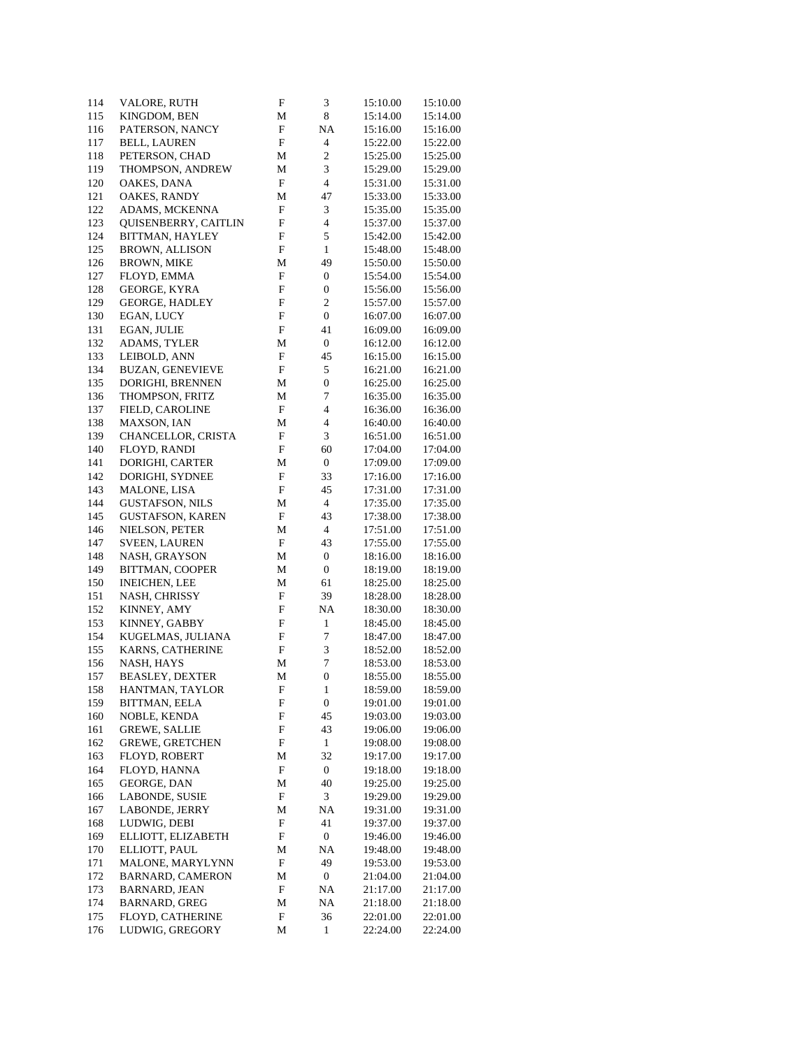| | | | | | |
|---|---|---|---|---|---|
| 114 | VALORE, RUTH | F | 3 | 15:10.00 | 15:10.00 |
| 115 | KINGDOM, BEN | M | 8 | 15:14.00 | 15:14.00 |
| 116 | PATERSON, NANCY | F | NA | 15:16.00 | 15:16.00 |
| 117 | BELL, LAUREN | F | 4 | 15:22.00 | 15:22.00 |
| 118 | PETERSON, CHAD | M | 2 | 15:25.00 | 15:25.00 |
| 119 | THOMPSON, ANDREW | M | 3 | 15:29.00 | 15:29.00 |
| 120 | OAKES, DANA | F | 4 | 15:31.00 | 15:31.00 |
| 121 | OAKES, RANDY | M | 47 | 15:33.00 | 15:33.00 |
| 122 | ADAMS, MCKENNA | F | 3 | 15:35.00 | 15:35.00 |
| 123 | QUISENBERRY, CAITLIN | F | 4 | 15:37.00 | 15:37.00 |
| 124 | BITTMAN, HAYLEY | F | 5 | 15:42.00 | 15:42.00 |
| 125 | BROWN, ALLISON | F | 1 | 15:48.00 | 15:48.00 |
| 126 | BROWN, MIKE | M | 49 | 15:50.00 | 15:50.00 |
| 127 | FLOYD, EMMA | F | 0 | 15:54.00 | 15:54.00 |
| 128 | GEORGE, KYRA | F | 0 | 15:56.00 | 15:56.00 |
| 129 | GEORGE, HADLEY | F | 2 | 15:57.00 | 15:57.00 |
| 130 | EGAN, LUCY | F | 0 | 16:07.00 | 16:07.00 |
| 131 | EGAN, JULIE | F | 41 | 16:09.00 | 16:09.00 |
| 132 | ADAMS, TYLER | M | 0 | 16:12.00 | 16:12.00 |
| 133 | LEIBOLD, ANN | F | 45 | 16:15.00 | 16:15.00 |
| 134 | BUZAN, GENEVIEVE | F | 5 | 16:21.00 | 16:21.00 |
| 135 | DORIGHI, BRENNEN | M | 0 | 16:25.00 | 16:25.00 |
| 136 | THOMPSON, FRITZ | M | 7 | 16:35.00 | 16:35.00 |
| 137 | FIELD, CAROLINE | F | 4 | 16:36.00 | 16:36.00 |
| 138 | MAXSON, IAN | M | 4 | 16:40.00 | 16:40.00 |
| 139 | CHANCELLOR, CRISTA | F | 3 | 16:51.00 | 16:51.00 |
| 140 | FLOYD, RANDI | F | 60 | 17:04.00 | 17:04.00 |
| 141 | DORIGHI, CARTER | M | 0 | 17:09.00 | 17:09.00 |
| 142 | DORIGHI, SYDNEE | F | 33 | 17:16.00 | 17:16.00 |
| 143 | MALONE, LISA | F | 45 | 17:31.00 | 17:31.00 |
| 144 | GUSTAFSON, NILS | M | 4 | 17:35.00 | 17:35.00 |
| 145 | GUSTAFSON, KAREN | F | 43 | 17:38.00 | 17:38.00 |
| 146 | NIELSON, PETER | M | 4 | 17:51.00 | 17:51.00 |
| 147 | SVEEN, LAUREN | F | 43 | 17:55.00 | 17:55.00 |
| 148 | NASH, GRAYSON | M | 0 | 18:16.00 | 18:16.00 |
| 149 | BITTMAN, COOPER | M | 0 | 18:19.00 | 18:19.00 |
| 150 | INEICHEN, LEE | M | 61 | 18:25.00 | 18:25.00 |
| 151 | NASH, CHRISSY | F | 39 | 18:28.00 | 18:28.00 |
| 152 | KINNEY, AMY | F | NA | 18:30.00 | 18:30.00 |
| 153 | KINNEY, GABBY | F | 1 | 18:45.00 | 18:45.00 |
| 154 | KUGELMAS, JULIANA | F | 7 | 18:47.00 | 18:47.00 |
| 155 | KARNS, CATHERINE | F | 3 | 18:52.00 | 18:52.00 |
| 156 | NASH, HAYS | M | 7 | 18:53.00 | 18:53.00 |
| 157 | BEASLEY, DEXTER | M | 0 | 18:55.00 | 18:55.00 |
| 158 | HANTMAN, TAYLOR | F | 1 | 18:59.00 | 18:59.00 |
| 159 | BITTMAN, EELA | F | 0 | 19:01.00 | 19:01.00 |
| 160 | NOBLE, KENDA | F | 45 | 19:03.00 | 19:03.00 |
| 161 | GREWE, SALLIE | F | 43 | 19:06.00 | 19:06.00 |
| 162 | GREWE, GRETCHEN | F | 1 | 19:08.00 | 19:08.00 |
| 163 | FLOYD, ROBERT | M | 32 | 19:17.00 | 19:17.00 |
| 164 | FLOYD, HANNA | F | 0 | 19:18.00 | 19:18.00 |
| 165 | GEORGE, DAN | M | 40 | 19:25.00 | 19:25.00 |
| 166 | LABONDE, SUSIE | F | 3 | 19:29.00 | 19:29.00 |
| 167 | LABONDE, JERRY | M | NA | 19:31.00 | 19:31.00 |
| 168 | LUDWIG, DEBI | F | 41 | 19:37.00 | 19:37.00 |
| 169 | ELLIOTT, ELIZABETH | F | 0 | 19:46.00 | 19:46.00 |
| 170 | ELLIOTT, PAUL | M | NA | 19:48.00 | 19:48.00 |
| 171 | MALONE, MARYLYNN | F | 49 | 19:53.00 | 19:53.00 |
| 172 | BARNARD, CAMERON | M | 0 | 21:04.00 | 21:04.00 |
| 173 | BARNARD, JEAN | F | NA | 21:17.00 | 21:17.00 |
| 174 | BARNARD, GREG | M | NA | 21:18.00 | 21:18.00 |
| 175 | FLOYD, CATHERINE | F | 36 | 22:01.00 | 22:01.00 |
| 176 | LUDWIG, GREGORY | M | 1 | 22:24.00 | 22:24.00 |